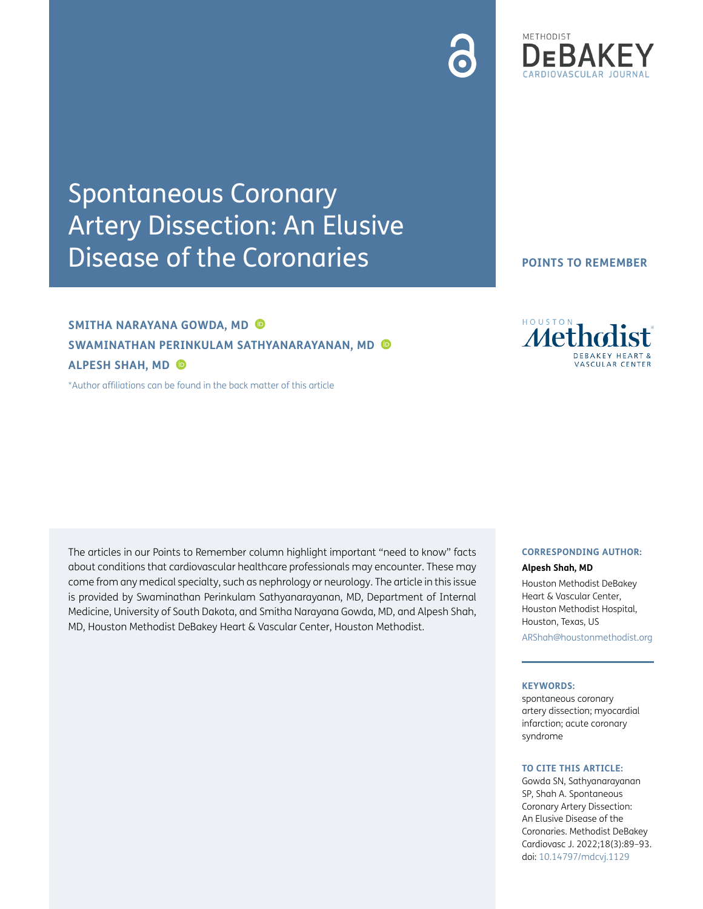# Spontaneous Coronary Artery Dissection: An Elusive Disease of the Coronaries

**POINTS TO REMEMBER**

**SMITHA NARAYANA GOWDA, MD**
**SWAMINATHAN PERINKULAM SATHYANARAYANAN, MD**
**ALPESH SHAH, MD**

*Author affiliations can be found in the back matter of this article

The articles in our Points to Remember column highlight important "need to know" facts about conditions that cardiovascular healthcare professionals may encounter. These may come from any medical specialty, such as nephrology or neurology. The article in this issue is provided by Swaminathan Perinkulam Sathyanarayanan, MD, Department of Internal Medicine, University of South Dakota, and Smitha Narayana Gowda, MD, and Alpesh Shah, MD, Houston Methodist DeBakey Heart & Vascular Center, Houston Methodist.

**CORRESPONDING AUTHOR:**

**Alpesh Shah, MD**

Houston Methodist DeBakey Heart & Vascular Center, Houston Methodist Hospital, Houston, Texas, US

ARShah@houstonmethodist.org

**KEYWORDS:**

spontaneous coronary artery dissection; myocardial infarction; acute coronary syndrome

**TO CITE THIS ARTICLE:**

Gowda SN, Sathyanarayanan SP, Shah A. Spontaneous Coronary Artery Dissection: An Elusive Disease of the Coronaries. Methodist DeBakey Cardiovasc J. 2022;18(3):89–93. doi: 10.14797/mdcvj.1129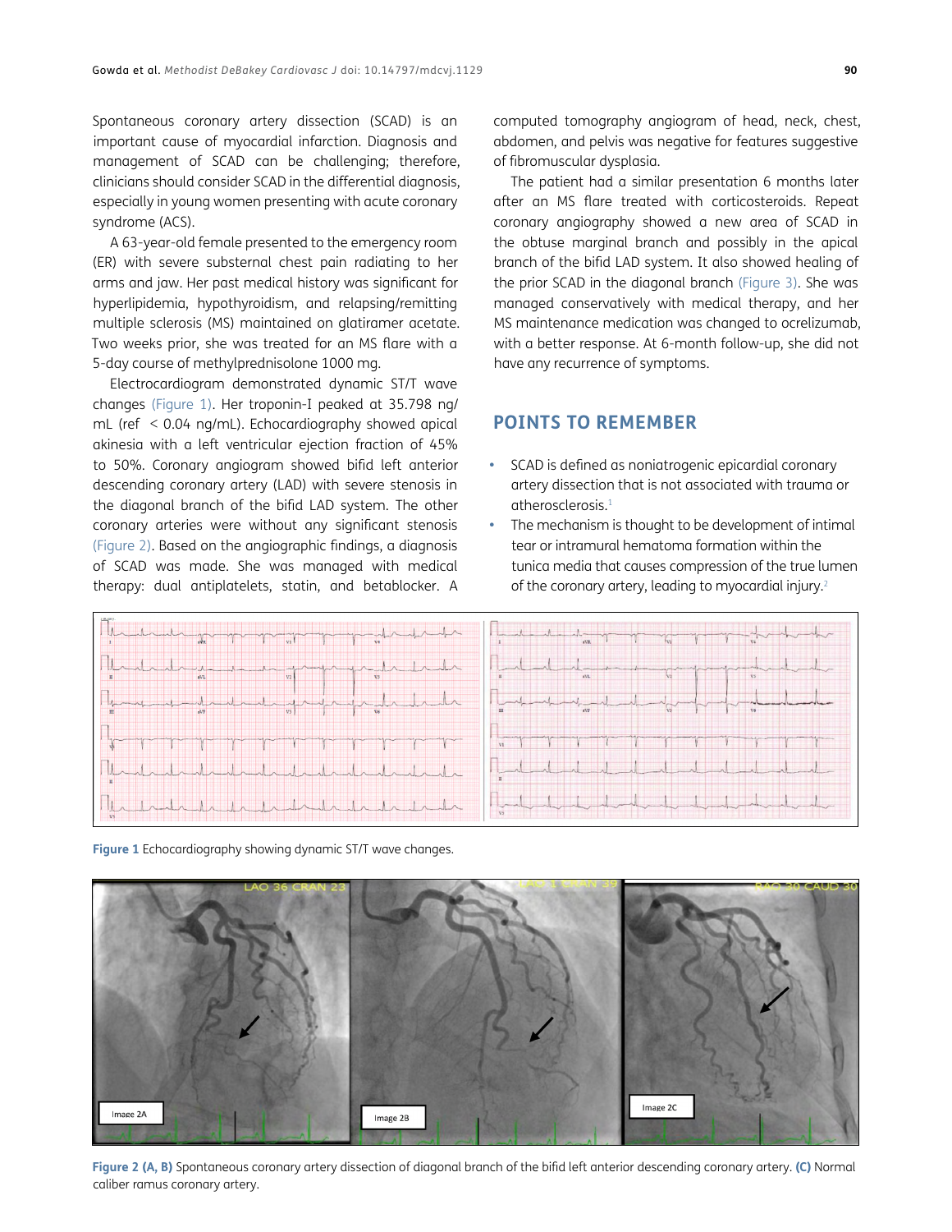Spontaneous coronary artery dissection (SCAD) is an important cause of myocardial infarction. Diagnosis and management of SCAD can be challenging; therefore, clinicians should consider SCAD in the differential diagnosis, especially in young women presenting with acute coronary syndrome (ACS).

A 63-year-old female presented to the emergency room (ER) with severe substernal chest pain radiating to her arms and jaw. Her past medical history was significant for hyperlipidemia, hypothyroidism, and relapsing/remitting multiple sclerosis (MS) maintained on glatiramer acetate. Two weeks prior, she was treated for an MS flare with a 5-day course of methylprednisolone 1000 mg.

Electrocardiogram demonstrated dynamic ST/T wave changes (Figure 1). Her troponin-I peaked at 35.798 ng/mL (ref < 0.04 ng/mL). Echocardiography showed apical akinesia with a left ventricular ejection fraction of 45% to 50%. Coronary angiogram showed bifid left anterior descending coronary artery (LAD) with severe stenosis in the diagonal branch of the bifid LAD system. The other coronary arteries were without any significant stenosis (Figure 2). Based on the angiographic findings, a diagnosis of SCAD was made. She was managed with medical therapy: dual antiplatelets, statin, and betablocker. A computed tomography angiogram of head, neck, chest, abdomen, and pelvis was negative for features suggestive of fibromuscular dysplasia.

The patient had a similar presentation 6 months later after an MS flare treated with corticosteroids. Repeat coronary angiography showed a new area of SCAD in the obtuse marginal branch and possibly in the apical branch of the bifid LAD system. It also showed healing of the prior SCAD in the diagonal branch (Figure 3). She was managed conservatively with medical therapy, and her MS maintenance medication was changed to ocrelizumab, with a better response. At 6-month follow-up, she did not have any recurrence of symptoms.

## POINTS TO REMEMBER

- SCAD is defined as noniatrogenic epicardial coronary artery dissection that is not associated with trauma or atherosclerosis.[1]
- The mechanism is thought to be development of intimal tear or intramural hematoma formation within the tunica media that causes compression of the true lumen of the coronary artery, leading to myocardial injury.[2]

**Figure 1** Echocardiography showing dynamic ST/T wave changes.

**Figure 2 (A, B)** Spontaneous coronary artery dissection of diagonal branch of the bifid left anterior descending coronary artery. **(C)** Normal caliber ramus coronary artery.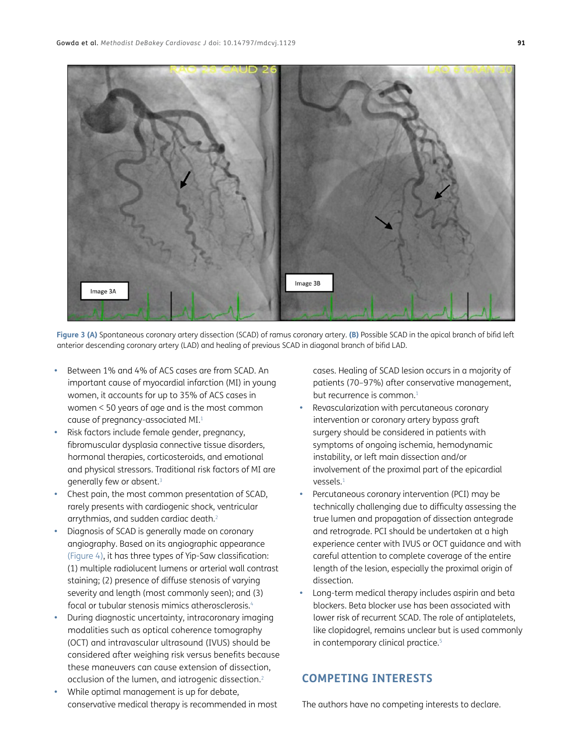**Figure 3 (A)** Spontaneous coronary artery dissection (SCAD) of ramus coronary artery. **(B)** Possible SCAD in the apical branch of bifid left anterior descending coronary artery (LAD) and healing of previous SCAD in diagonal branch of bifid LAD.

- Between 1% and 4% of ACS cases are from SCAD. An important cause of myocardial infarction (MI) in young women, it accounts for up to 35% of ACS cases in women < 50 years of age and is the most common cause of pregnancy-associated MI.[1]
- Risk factors include female gender, pregnancy, fibromuscular dysplasia connective tissue disorders, hormonal therapies, corticosteroids, and emotional and physical stressors. Traditional risk factors of MI are generally few or absent.[3]
- Chest pain, the most common presentation of SCAD, rarely presents with cardiogenic shock, ventricular arrythmias, and sudden cardiac death.[2]
- Diagnosis of SCAD is generally made on coronary angiography. Based on its angiographic appearance (Figure 4), it has three types of Yip-Saw classification: (1) multiple radiolucent lumens or arterial wall contrast staining; (2) presence of diffuse stenosis of varying severity and length (most commonly seen); and (3) focal or tubular stenosis mimics atherosclerosis.[4]
- During diagnostic uncertainty, intracoronary imaging modalities such as optical coherence tomography (OCT) and intravascular ultrasound (IVUS) should be considered after weighing risk versus benefits because these maneuvers can cause extension of dissection, occlusion of the lumen, and iatrogenic dissection.[2]
- While optimal management is up for debate, conservative medical therapy is recommended in most cases. Healing of SCAD lesion occurs in a majority of patients (70–97%) after conservative management, but recurrence is common.[1]
- Revascularization with percutaneous coronary intervention or coronary artery bypass graft surgery should be considered in patients with symptoms of ongoing ischemia, hemodynamic instability, or left main dissection and/or involvement of the proximal part of the epicardial vessels.[1]
- Percutaneous coronary intervention (PCI) may be technically challenging due to difficulty assessing the true lumen and propagation of dissection antegrade and retrograde. PCI should be undertaken at a high experience center with IVUS or OCT guidance and with careful attention to complete coverage of the entire length of the lesion, especially the proximal origin of dissection.
- Long-term medical therapy includes aspirin and beta blockers. Beta blocker use has been associated with lower risk of recurrent SCAD. The role of antiplatelets, like clopidogrel, remains unclear but is used commonly in contemporary clinical practice.[5]

## COMPETING INTERESTS

The authors have no competing interests to declare.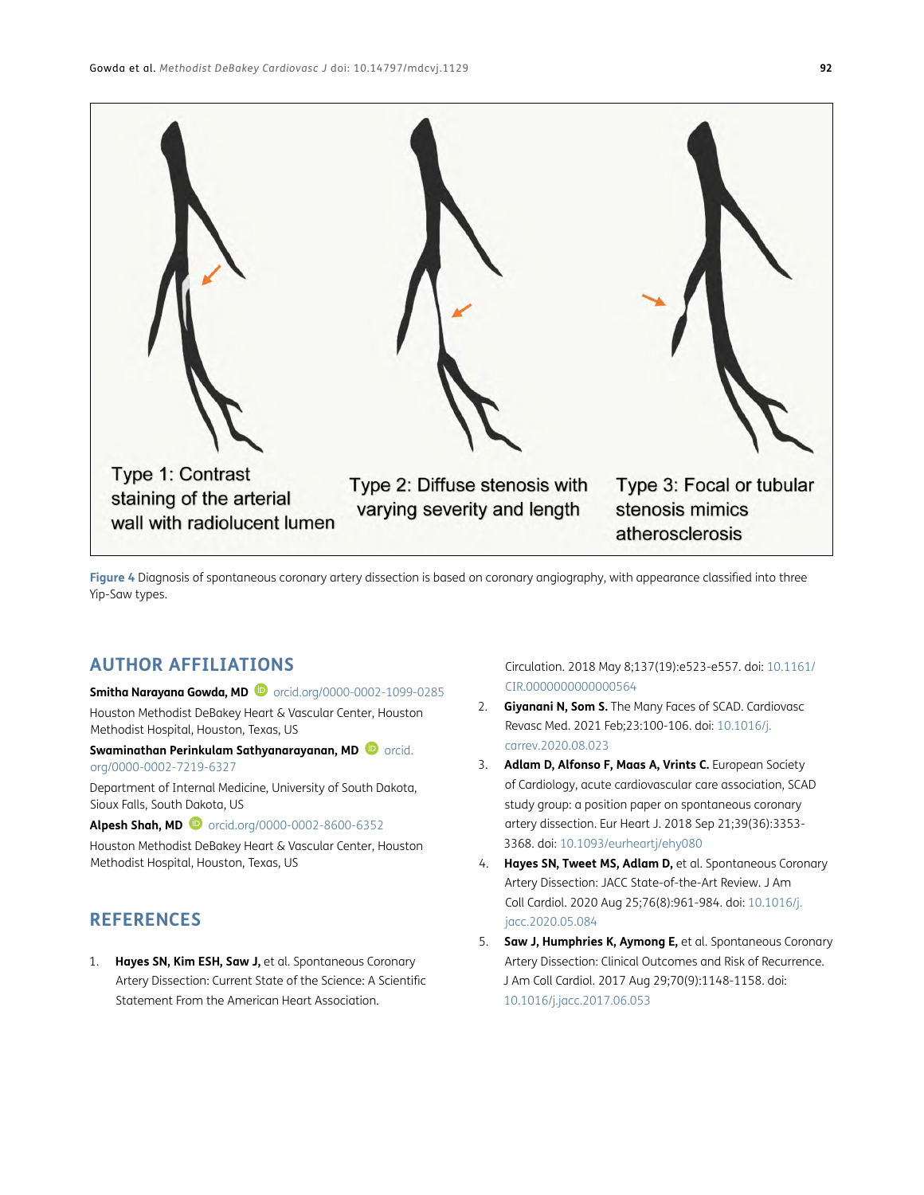Type 1: Contrast staining of the arterial wall with radiolucent lumen

Type 2: Diffuse stenosis with varying severity and length

Type 3: Focal or tubular stenosis mimics atherosclerosis

**Figure 4** Diagnosis of spontaneous coronary artery dissection is based on coronary angiography, with appearance classified into three Yip-Saw types.

## AUTHOR AFFILIATIONS

**Smitha Narayana Gowda, MD** orcid.org/0000-0002-1099-0285

Houston Methodist DeBakey Heart & Vascular Center, Houston Methodist Hospital, Houston, Texas, US

**Swaminathan Perinkulam Sathyanarayanan, MD** orcid.org/0000-0002-7219-6327

Department of Internal Medicine, University of South Dakota, Sioux Falls, South Dakota, US

**Alpesh Shah, MD** orcid.org/0000-0002-8600-6352

Houston Methodist DeBakey Heart & Vascular Center, Houston Methodist Hospital, Houston, Texas, US

## REFERENCES

1. **Hayes SN, Kim ESH, Saw J,** et al. Spontaneous Coronary Artery Dissection: Current State of the Science: A Scientific Statement From the American Heart Association. Circulation. 2018 May 8;137(19):e523-e557. doi: 10.1161/CIR.0000000000000564
2. **Giyanani N, Som S.** The Many Faces of SCAD. Cardiovasc Revasc Med. 2021 Feb;23:100-106. doi: 10.1016/j.carrev.2020.08.023
3. **Adlam D, Alfonso F, Maas A, Vrints C.** European Society of Cardiology, acute cardiovascular care association, SCAD study group: a position paper on spontaneous coronary artery dissection. Eur Heart J. 2018 Sep 21;39(36):3353-3368. doi: 10.1093/eurheartj/ehy080
4. **Hayes SN, Tweet MS, Adlam D,** et al. Spontaneous Coronary Artery Dissection: JACC State-of-the-Art Review. J Am Coll Cardiol. 2020 Aug 25;76(8):961-984. doi: 10.1016/j.jacc.2020.05.084
5. **Saw J, Humphries K, Aymong E,** et al. Spontaneous Coronary Artery Dissection: Clinical Outcomes and Risk of Recurrence. J Am Coll Cardiol. 2017 Aug 29;70(9):1148-1158. doi: 10.1016/j.jacc.2017.06.053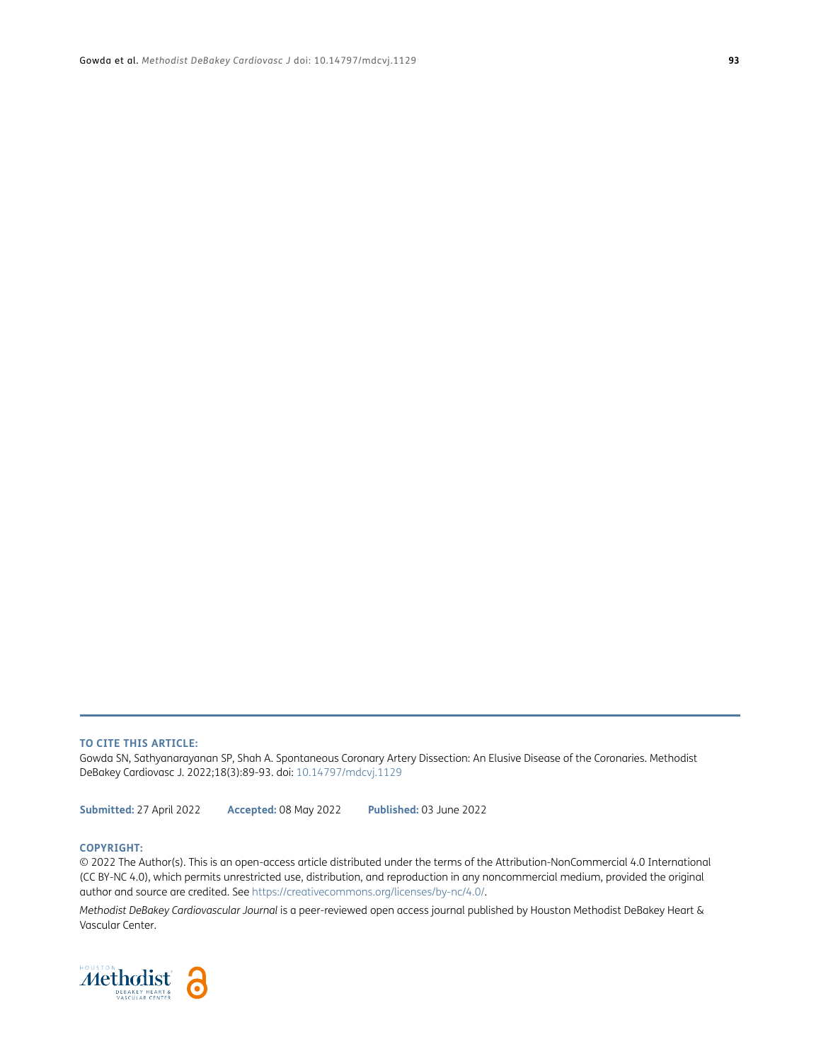**TO CITE THIS ARTICLE:**

Gowda SN, Sathyanarayanan SP, Shah A. Spontaneous Coronary Artery Dissection: An Elusive Disease of the Coronaries. Methodist DeBakey Cardiovasc J. 2022;18(3):89-93. doi: 10.14797/mdcvj.1129

**Submitted:** 27 April 2022 **Accepted:** 08 May 2022 **Published:** 03 June 2022

**COPYRIGHT:**

© 2022 The Author(s). This is an open-access article distributed under the terms of the Attribution-NonCommercial 4.0 International (CC BY-NC 4.0), which permits unrestricted use, distribution, and reproduction in any noncommercial medium, provided the original author and source are credited. See https://creativecommons.org/licenses/by-nc/4.0/.

*Methodist DeBakey Cardiovascular Journal* is a peer-reviewed open access journal published by Houston Methodist DeBakey Heart & Vascular Center.